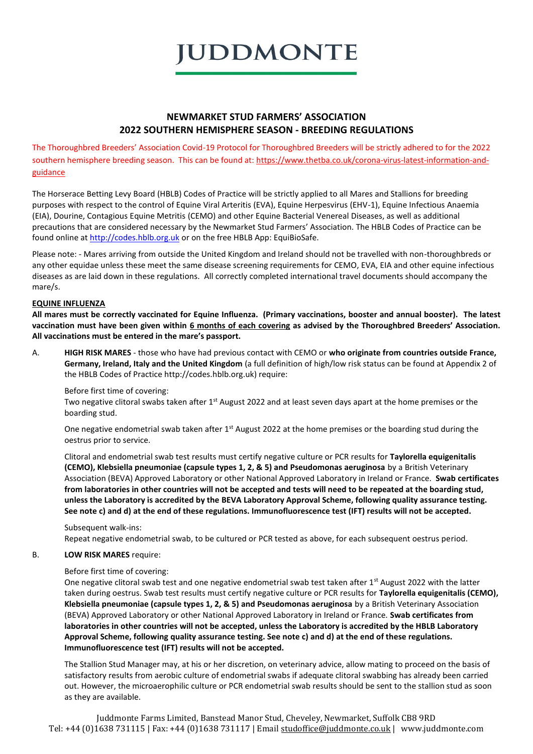# JUDDMONTE

## NEWMARKET STUD FARMERS' ASSOCIATION
## 2022 SOUTHERN HEMISPHERE SEASON - BREEDING REGULATIONS

The Thoroughbred Breeders' Association Covid-19 Protocol for Thoroughbred Breeders will be strictly adhered to for the 2022 southern hemisphere breeding season. This can be found at: https://www.thetba.co.uk/corona-virus-latest-information-and-guidance

The Horserace Betting Levy Board (HBLB) Codes of Practice will be strictly applied to all Mares and Stallions for breeding purposes with respect to the control of Equine Viral Arteritis (EVA), Equine Herpesvirus (EHV-1), Equine Infectious Anaemia (EIA), Dourine, Contagious Equine Metritis (CEMO) and other Equine Bacterial Venereal Diseases, as well as additional precautions that are considered necessary by the Newmarket Stud Farmers' Association. The HBLB Codes of Practice can be found online at http://codes.hblb.org.uk or on the free HBLB App: EquiBioSafe.

Please note: - Mares arriving from outside the United Kingdom and Ireland should not be travelled with non-thoroughbreds or any other equidae unless these meet the same disease screening requirements for CEMO, EVA, EIA and other equine infectious diseases as are laid down in these regulations. All correctly completed international travel documents should accompany the mare/s.

**EQUINE INFLUENZA**

**All mares must be correctly vaccinated for Equine Influenza. (Primary vaccinations, booster and annual booster). The latest vaccination must have been given within 6 months of each covering as advised by the Thoroughbred Breeders' Association. All vaccinations must be entered in the mare's passport.**

A. **HIGH RISK MARES** - those who have had previous contact with CEMO or **who originate from countries outside France, Germany, Ireland, Italy and the United Kingdom** (a full definition of high/low risk status can be found at Appendix 2 of the HBLB Codes of Practice http://codes.hblb.org.uk) require:

Before first time of covering:
Two negative clitoral swabs taken after 1st August 2022 and at least seven days apart at the home premises or the boarding stud.

One negative endometrial swab taken after 1st August 2022 at the home premises or the boarding stud during the oestrus prior to service.

Clitoral and endometrial swab test results must certify negative culture or PCR results for **Taylorella equigenitalis (CEMO), Klebsiella pneumoniae (capsule types 1, 2, & 5) and Pseudomonas aeruginosa** by a British Veterinary Association (BEVA) Approved Laboratory or other National Approved Laboratory in Ireland or France. **Swab certificates from laboratories in other countries will not be accepted and tests will need to be repeated at the boarding stud, unless the Laboratory is accredited by the BEVA Laboratory Approval Scheme, following quality assurance testing. See note c) and d) at the end of these regulations. Immunofluorescence test (IFT) results will not be accepted.**

Subsequent walk-ins:
Repeat negative endometrial swab, to be cultured or PCR tested as above, for each subsequent oestrus period.

B. **LOW RISK MARES** require:

Before first time of covering:
One negative clitoral swab test and one negative endometrial swab test taken after 1st August 2022 with the latter taken during oestrus. Swab test results must certify negative culture or PCR results for **Taylorella equigenitalis (CEMO), Klebsiella pneumoniae (capsule types 1, 2, & 5) and Pseudomonas aeruginosa** by a British Veterinary Association (BEVA) Approved Laboratory or other National Approved Laboratory in Ireland or France. **Swab certificates from laboratories in other countries will not be accepted, unless the Laboratory is accredited by the HBLB Laboratory Approval Scheme, following quality assurance testing. See note c) and d) at the end of these regulations. Immunofluorescence test (IFT) results will not be accepted.**

The Stallion Stud Manager may, at his or her discretion, on veterinary advice, allow mating to proceed on the basis of satisfactory results from aerobic culture of endometrial swabs if adequate clitoral swabbing has already been carried out. However, the microaerophilic culture or PCR endometrial swab results should be sent to the stallion stud as soon as they are available.

Juddmonte Farms Limited, Banstead Manor Stud, Cheveley, Newmarket, Suffolk CB8 9RD
Tel: +44 (0)1638 731115 | Fax: +44 (0)1638 731117 | Email studoffice@juddmonte.co.uk | www.juddmonte.com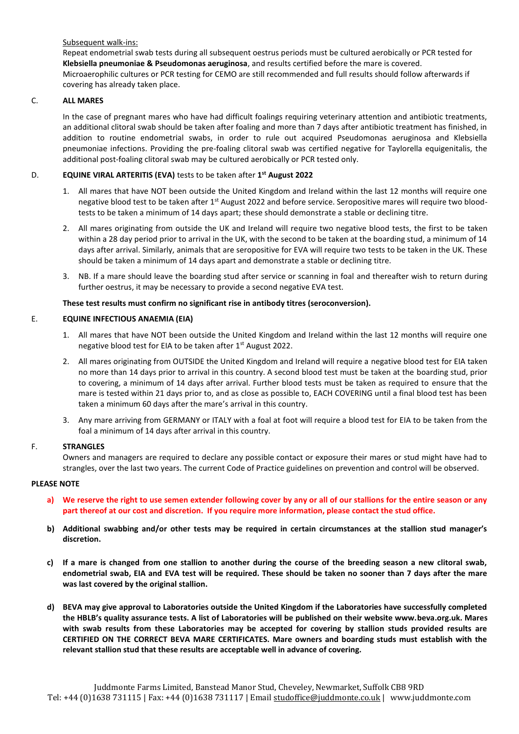Subsequent walk-ins:

Repeat endometrial swab tests during all subsequent oestrus periods must be cultured aerobically or PCR tested for **Klebsiella pneumoniae & Pseudomonas aeruginosa**, and results certified before the mare is covered. Microaerophilic cultures or PCR testing for CEMO are still recommended and full results should follow afterwards if covering has already taken place.

C. **ALL MARES**

In the case of pregnant mares who have had difficult foalings requiring veterinary attention and antibiotic treatments, an additional clitoral swab should be taken after foaling and more than 7 days after antibiotic treatment has finished, in addition to routine endometrial swabs, in order to rule out acquired Pseudomonas aeruginosa and Klebsiella pneumoniae infections. Providing the pre-foaling clitoral swab was certified negative for Taylorella equigenitalis, the additional post-foaling clitoral swab may be cultured aerobically or PCR tested only.

D. **EQUINE VIRAL ARTERITIS (EVA)** tests to be taken after **1st August 2022**

1. All mares that have NOT been outside the United Kingdom and Ireland within the last 12 months will require one negative blood test to be taken after 1st August 2022 and before service. Seropositive mares will require two blood-tests to be taken a minimum of 14 days apart; these should demonstrate a stable or declining titre.
2. All mares originating from outside the UK and Ireland will require two negative blood tests, the first to be taken within a 28 day period prior to arrival in the UK, with the second to be taken at the boarding stud, a minimum of 14 days after arrival. Similarly, animals that are seropositive for EVA will require two tests to be taken in the UK. These should be taken a minimum of 14 days apart and demonstrate a stable or declining titre.
3. NB. If a mare should leave the boarding stud after service or scanning in foal and thereafter wish to return during further oestrus, it may be necessary to provide a second negative EVA test.

**These test results must confirm no significant rise in antibody titres (seroconversion).**

E. **EQUINE INFECTIOUS ANAEMIA (EIA)**

1. All mares that have NOT been outside the United Kingdom and Ireland within the last 12 months will require one negative blood test for EIA to be taken after 1st August 2022.
2. All mares originating from OUTSIDE the United Kingdom and Ireland will require a negative blood test for EIA taken no more than 14 days prior to arrival in this country. A second blood test must be taken at the boarding stud, prior to covering, a minimum of 14 days after arrival. Further blood tests must be taken as required to ensure that the mare is tested within 21 days prior to, and as close as possible to, EACH COVERING until a final blood test has been taken a minimum 60 days after the mare's arrival in this country.
3. Any mare arriving from GERMANY or ITALY with a foal at foot will require a blood test for EIA to be taken from the foal a minimum of 14 days after arrival in this country.

F. **STRANGLES**

Owners and managers are required to declare any possible contact or exposure their mares or stud might have had to strangles, over the last two years. The current Code of Practice guidelines on prevention and control will be observed.

**PLEASE NOTE**

a) **We reserve the right to use semen extender following cover by any or all of our stallions for the entire season or any part thereof at our cost and discretion. If you require more information, please contact the stud office.**

b) **Additional swabbing and/or other tests may be required in certain circumstances at the stallion stud manager's discretion.**

c) **If a mare is changed from one stallion to another during the course of the breeding season a new clitoral swab, endometrial swab, EIA and EVA test will be required. These should be taken no sooner than 7 days after the mare was last covered by the original stallion.**

d) **BEVA may give approval to Laboratories outside the United Kingdom if the Laboratories have successfully completed the HBLB's quality assurance tests. A list of Laboratories will be published on their website www.beva.org.uk. Mares with swab results from these Laboratories may be accepted for covering by stallion studs provided results are CERTIFIED ON THE CORRECT BEVA MARE CERTIFICATES. Mare owners and boarding studs must establish with the relevant stallion stud that these results are acceptable well in advance of covering.**

Juddmonte Farms Limited, Banstead Manor Stud, Cheveley, Newmarket, Suffolk CB8 9RD
Tel: +44 (0)1638 731115 | Fax: +44 (0)1638 731117 | Email studoffice@juddmonte.co.uk | www.juddmonte.com